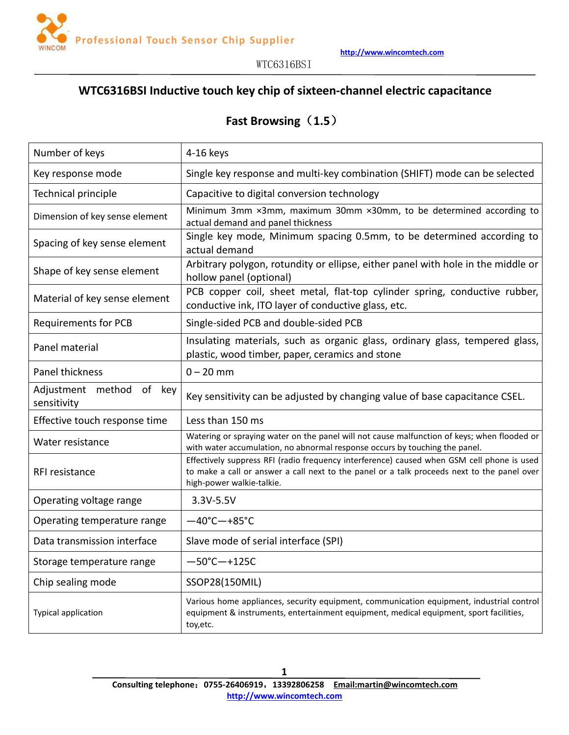# WTC6316BSI Inductive touch key chip of sixteen-channel electric capacitance

## Fast Browsing（1.5）

| Number of keys | 4-16 keys |
|---|---|
| Key response mode | Single key response and multi-key combination (SHIFT) mode can be selected |
| Technical principle | Capacitive to digital conversion technology |
| Dimension of key sense element | Minimum 3mm ×3mm, maximum 30mm ×30mm, to be determined according to actual demand and panel thickness |
| Spacing of key sense element | Single key mode, Minimum spacing 0.5mm, to be determined according to actual demand |
| Shape of key sense element | Arbitrary polygon, rotundity or ellipse, either panel with hole in the middle or hollow panel (optional) |
| Material of key sense element | PCB copper coil, sheet metal, flat-top cylinder spring, conductive rubber, conductive ink, ITO layer of conductive glass, etc. |
| Requirements for PCB | Single-sided PCB and double-sided PCB |
| Panel material | Insulating materials, such as organic glass, ordinary glass, tempered glass, plastic, wood timber, paper, ceramics and stone |
| Panel thickness | 0 – 20 mm |
| Adjustment method of key sensitivity | Key sensitivity can be adjusted by changing value of base capacitance CSEL. |
| Effective touch response time | Less than 150 ms |
| Water resistance | Watering or spraying water on the panel will not cause malfunction of keys; when flooded or with water accumulation, no abnormal response occurs by touching the panel. |
| RFI resistance | Effectively suppress RFI (radio frequency interference) caused when GSM cell phone is used to make a call or answer a call next to the panel or a talk proceeds next to the panel over high-power walkie-talkie. |
| Operating voltage range | 3.3V-5.5V |
| Operating temperature range | —40°C—+85°C |
| Data transmission interface | Slave mode of serial interface (SPI) |
| Storage temperature range | —50°C—+125C |
| Chip sealing mode | SSOP28(150MIL) |
| Typical application | Various home appliances, security equipment, communication equipment, industrial control equipment & instruments, entertainment equipment, medical equipment, sport facilities, toy,etc. |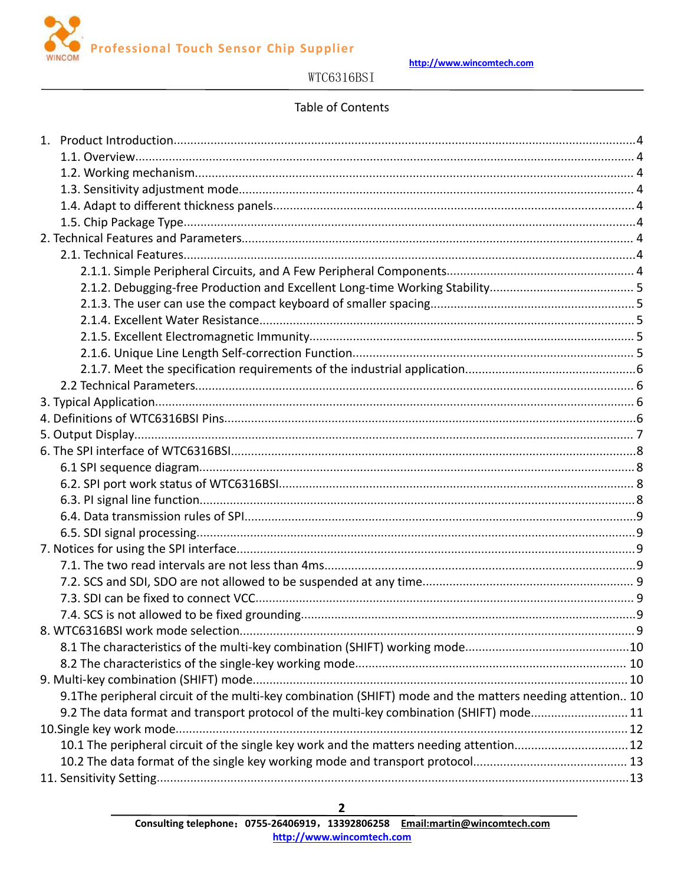Table of Contents

1. Product Introduction....................................................................................................4
   1.1. Overview.................................................................................................................4
   1.2. Working mechanism................................................................................................4
   1.3. Sensitivity adjustment mode...................................................................................4
   1.4. Adapt to different thickness panels.........................................................................4
   1.5. Chip Package Type..................................................................................................4
2. Technical Features and Parameters..............................................................................4
   2.1. Technical Features...................................................................................................4
      2.1.1. Simple Peripheral Circuits, and A Few Peripheral Components.......................4
      2.1.2. Debugging-free Production and Excellent Long-time Working Stability..........5
      2.1.3. The user can use the compact keyboard of smaller spacing............................5
      2.1.4. Excellent Water Resistance.............................................................................5
      2.1.5. Excellent Electromagnetic Immunity...............................................................5
      2.1.6. Unique Line Length Self-correction Function..................................................5
      2.1.7. Meet the specification requirements of the industrial application..................6
   2.2 Technical Parameters.................................................................................................6
3. Typical Application.......................................................................................................6
4. Definitions of WTC6316BSI Pins....................................................................................6
5. Output Display..............................................................................................................7
6. The SPI interface of WTC6316BSI..................................................................................8
   6.1 SPI sequence diagram................................................................................................8
   6.2. SPI port work status of WTC6316BSI.........................................................................8
   6.3. PI signal line function................................................................................................8
   6.4. Data transmission rules of SPI...................................................................................9
   6.5. SDI signal processing.................................................................................................9
7. Notices for using the SPI interface.................................................................................9
   7.1. The two read intervals are not less than 4ms.............................................................9
   7.2. SCS and SDI, SDO are not allowed to be suspended at any time...............................9
   7.3. SDI can be fixed to connect VCC................................................................................9
   7.4. SCS is not allowed to be fixed grounding...................................................................9
8. WTC6316BSI work mode selection.................................................................................9
   8.1 The characteristics of the multi-key combination (SHIFT) working mode..................10
   8.2 The characteristics of the single-key working mode..................................................10
9. Multi-key combination (SHIFT) mode...........................................................................10
   9.1The peripheral circuit of the multi-key combination (SHIFT) mode and the matters needing attention..10
   9.2 The data format and transport protocol of the multi-key combination (SHIFT) mode...............11
10.Single key work mode..................................................................................................12
   10.1 The peripheral circuit of the single key work and the matters needing attention.....12
   10.2 The data format of the single key working mode and transport protocol.................13
11. Sensitivity Setting........................................................................................................13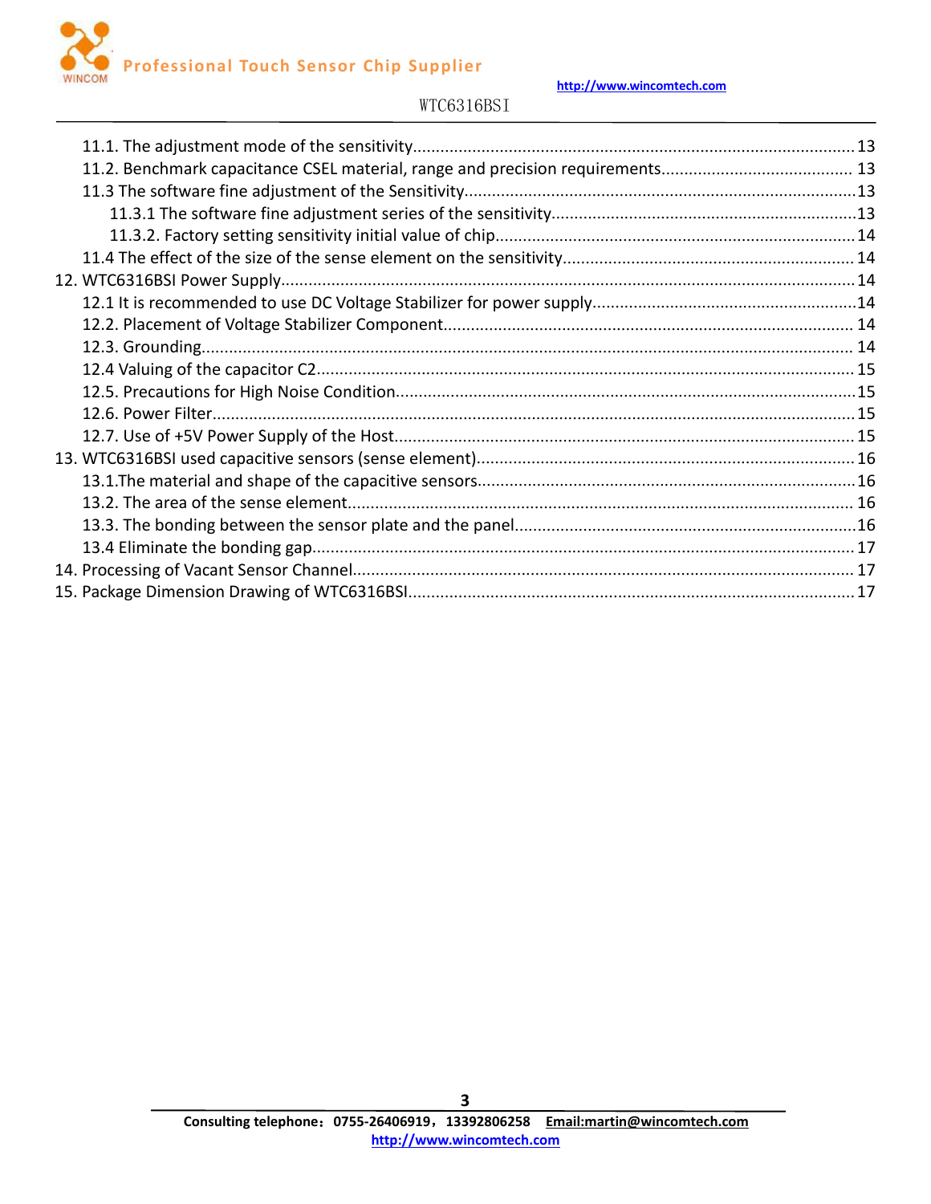11.1. The adjustment mode of the sensitivity....................................................................................... 13
11.2. Benchmark capacitance CSEL material, range and precision requirements.......................................... 13
11.3 The software fine adjustment of the Sensitivity.....................................................................................13
11.3.1 The software fine adjustment series of the sensitivity..................................................................13
11.3.2. Factory setting sensitivity initial value of chip..............................................................................14
11.4 The effect of the size of the sense element on the sensitivity............................................................... 14
12. WTC6316BSI Power Supply.......................................................................................................................14
12.1 It is recommended to use DC Voltage Stabilizer for power supply..........................................................14
12.2. Placement of Voltage Stabilizer Component........................................................................................ 14
12.3. Grounding............................................................................................................................................ 14
12.4 Valuing of the capacitor C2................................................................................................................... 15
12.5. Precautions for High Noise Condition...................................................................................................15
12.6. Power Filter...........................................................................................................................................15
12.7. Use of +5V Power Supply of the Host................................................................................................... 15
13. WTC6316BSI used capacitive sensors (sense element).................................................................................16
13.1.The material and shape of the capacitive sensors..................................................................................16
13.2. The area of the sense element............................................................................................................. 16
13.3. The bonding between the sensor plate and the panel...........................................................................16
13.4 Eliminate the bonding gap..................................................................................................................... 17
14. Processing of Vacant Sensor Channel......................................................................................................... 17
15. Package Dimension Drawing of WTC6316BSI................................................................................................17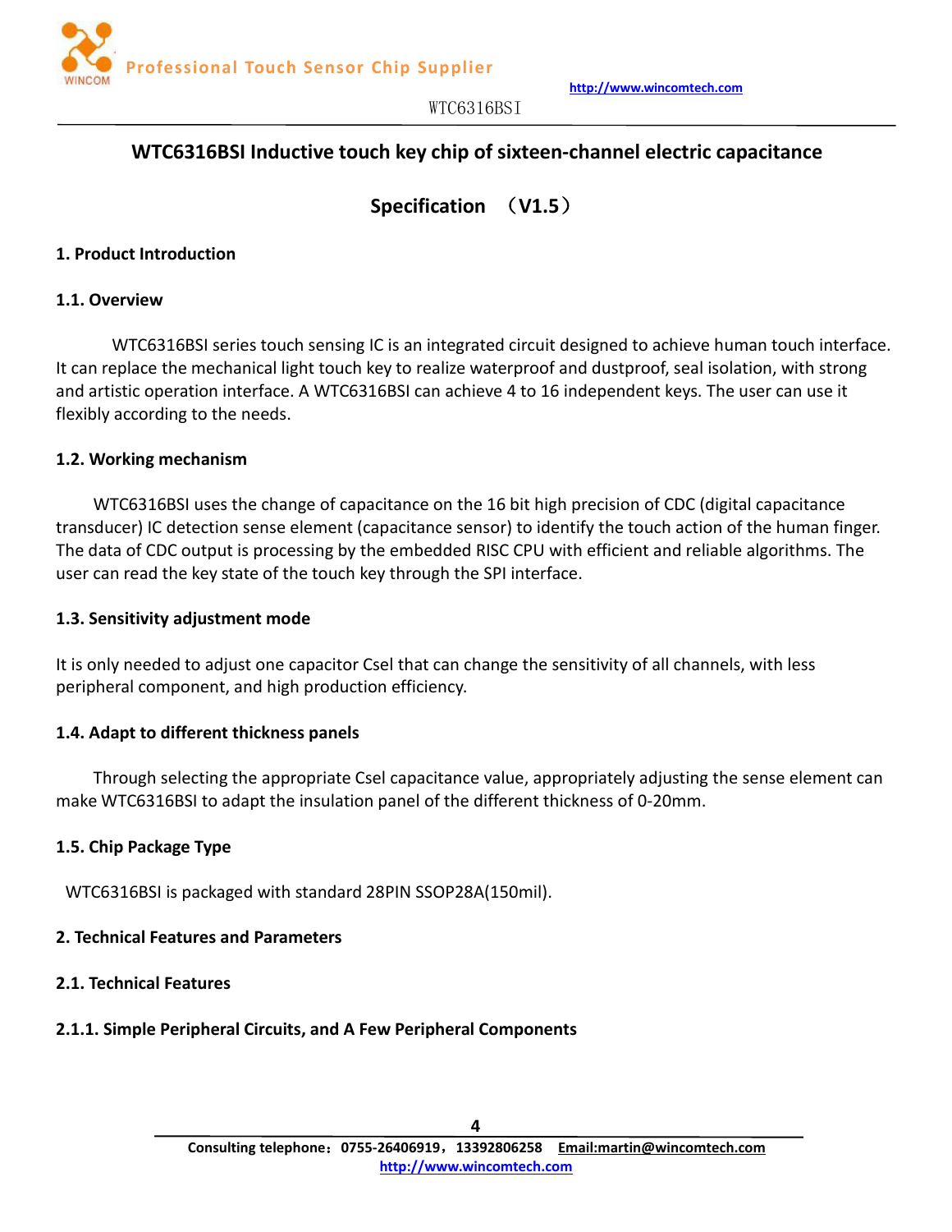# WTC6316BSI Inductive touch key chip of sixteen-channel electric capacitance

## Specification （V1.5）

## 1. Product Introduction

### 1.1. Overview

WTC6316BSI series touch sensing IC is an integrated circuit designed to achieve human touch interface. It can replace the mechanical light touch key to realize waterproof and dustproof, seal isolation, with strong and artistic operation interface. A WTC6316BSI can achieve 4 to 16 independent keys. The user can use it flexibly according to the needs.

### 1.2. Working mechanism

WTC6316BSI uses the change of capacitance on the 16 bit high precision of CDC (digital capacitance transducer) IC detection sense element (capacitance sensor) to identify the touch action of the human finger. The data of CDC output is processing by the embedded RISC CPU with efficient and reliable algorithms. The user can read the key state of the touch key through the SPI interface.

### 1.3. Sensitivity adjustment mode

It is only needed to adjust one capacitor Csel that can change the sensitivity of all channels, with less peripheral component, and high production efficiency.

### 1.4. Adapt to different thickness panels

Through selecting the appropriate Csel capacitance value, appropriately adjusting the sense element can make WTC6316BSI to adapt the insulation panel of the different thickness of 0-20mm.

### 1.5. Chip Package Type

WTC6316BSI is packaged with standard 28PIN SSOP28A(150mil).

## 2. Technical Features and Parameters

### 2.1. Technical Features

#### 2.1.1. Simple Peripheral Circuits, and A Few Peripheral Components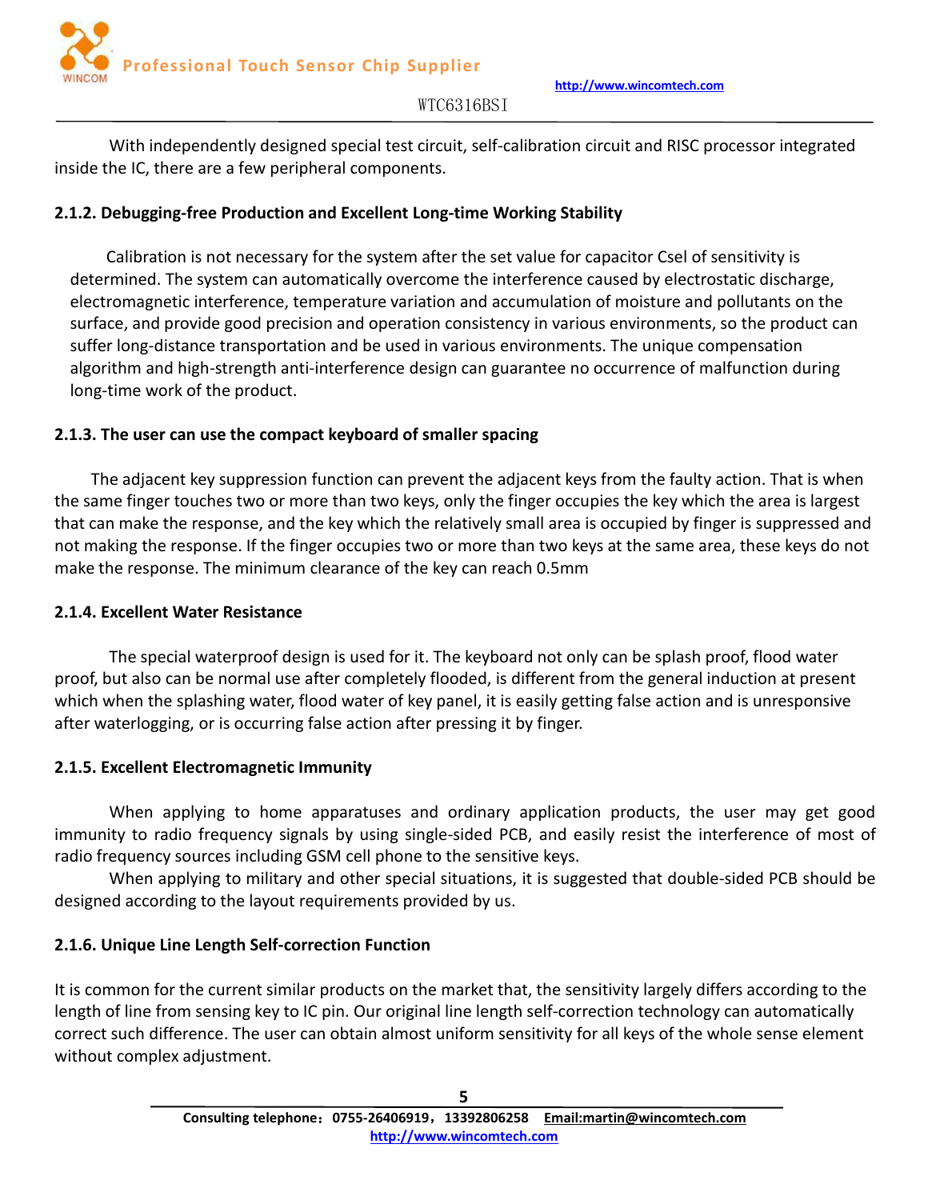With independently designed special test circuit, self-calibration circuit and RISC processor integrated inside the IC, there are a few peripheral components.

#### 2.1.2. Debugging-free Production and Excellent Long-time Working Stability

Calibration is not necessary for the system after the set value for capacitor Csel of sensitivity is determined. The system can automatically overcome the interference caused by electrostatic discharge, electromagnetic interference, temperature variation and accumulation of moisture and pollutants on the surface, and provide good precision and operation consistency in various environments, so the product can suffer long-distance transportation and be used in various environments. The unique compensation algorithm and high-strength anti-interference design can guarantee no occurrence of malfunction during long-time work of the product.

#### 2.1.3. The user can use the compact keyboard of smaller spacing

The adjacent key suppression function can prevent the adjacent keys from the faulty action. That is when the same finger touches two or more than two keys, only the finger occupies the key which the area is largest that can make the response, and the key which the relatively small area is occupied by finger is suppressed and not making the response. If the finger occupies two or more than two keys at the same area, these keys do not make the response. The minimum clearance of the key can reach 0.5mm

#### 2.1.4. Excellent Water Resistance

The special waterproof design is used for it. The keyboard not only can be splash proof, flood water proof, but also can be normal use after completely flooded, is different from the general induction at present which when the splashing water, flood water of key panel, it is easily getting false action and is unresponsive after waterlogging, or is occurring false action after pressing it by finger.

#### 2.1.5. Excellent Electromagnetic Immunity

When applying to home apparatuses and ordinary application products, the user may get good immunity to radio frequency signals by using single-sided PCB, and easily resist the interference of most of radio frequency sources including GSM cell phone to the sensitive keys.

When applying to military and other special situations, it is suggested that double-sided PCB should be designed according to the layout requirements provided by us.

#### 2.1.6. Unique Line Length Self-correction Function

It is common for the current similar products on the market that, the sensitivity largely differs according to the length of line from sensing key to IC pin. Our original line length self-correction technology can automatically correct such difference. The user can obtain almost uniform sensitivity for all keys of the whole sense element without complex adjustment.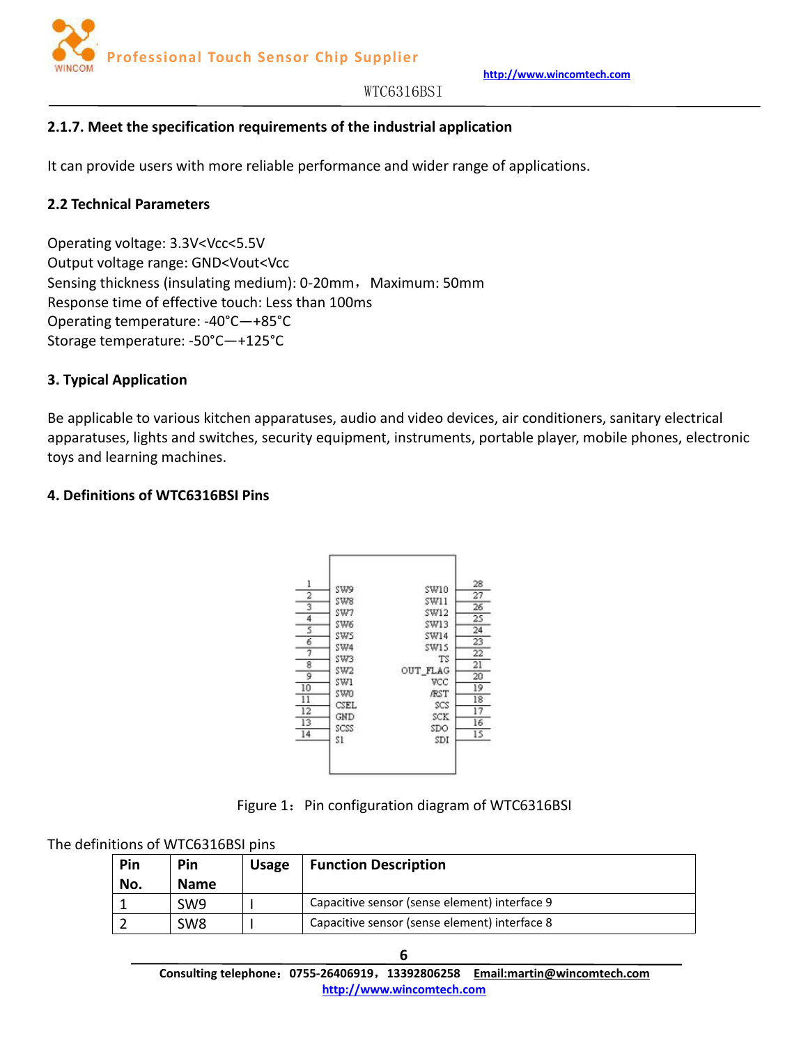### 2.1.7. Meet the specification requirements of the industrial application

It can provide users with more reliable performance and wider range of applications.

### 2.2 Technical Parameters

Operating voltage: 3.3V<Vcc<5.5V
Output voltage range: GND<Vout<Vcc
Sensing thickness (insulating medium): 0-20mm， Maximum: 50mm
Response time of effective touch: Less than 100ms
Operating temperature: -40°C—+85°C
Storage temperature: -50°C—+125°C

## 3. Typical Application

Be applicable to various kitchen apparatuses, audio and video devices, air conditioners, sanitary electrical apparatuses, lights and switches, security equipment, instruments, portable player, mobile phones, electronic toys and learning machines.

## 4. Definitions of WTC6316BSI Pins

| Pin | Name | Name | Pin |
|---|---|---|---|
| 1 | SW9 | SW10 | 28 |
| 2 | SW8 | SW11 | 27 |
| 3 | SW7 | SW12 | 26 |
| 4 | SW6 | SW13 | 25 |
| 5 | SW5 | SW14 | 24 |
| 6 | SW4 | SW15 | 23 |
| 7 | SW3 | TS | 22 |
| 8 | SW2 | OUT_FLAG | 21 |
| 9 | SW1 | VCC | 20 |
| 10 | SW0 | /RST | 19 |
| 11 | CSEL | SCS | 18 |
| 12 | GND | SCK | 17 |
| 13 | SCSS | SDO | 16 |
| 14 | S1 | SDI | 15 |

Figure 1： Pin configuration diagram of WTC6316BSI

The definitions of WTC6316BSI pins

| Pin No. | Pin Name | Usage | Function Description |
|---|---|---|---|
| 1 | SW9 | I | Capacitive sensor (sense element) interface 9 |
| 2 | SW8 | I | Capacitive sensor (sense element) interface 8 |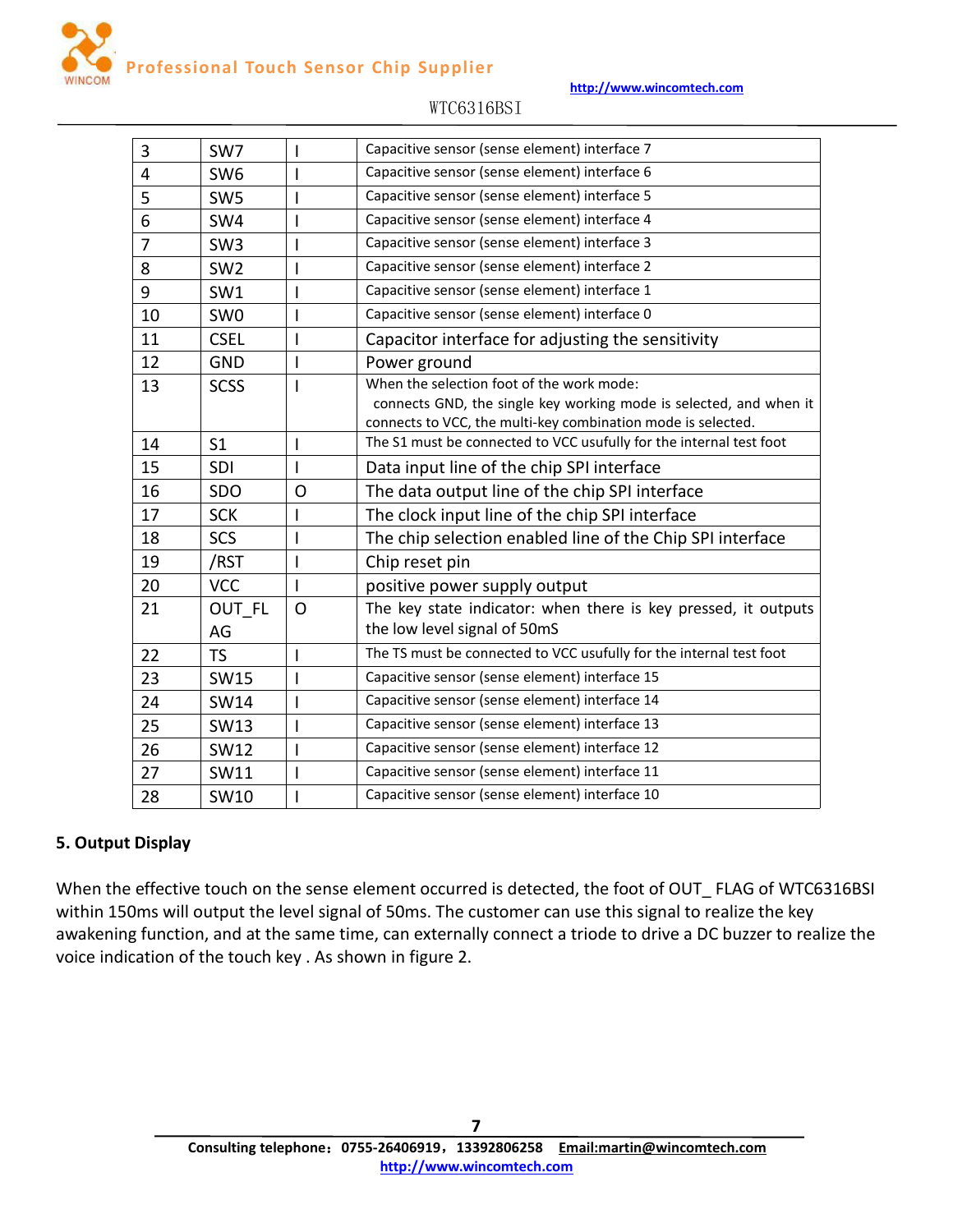| 3 | SW7 | I | Capacitive sensor (sense element) interface 7 |
|---|---|---|---|
| 4 | SW6 | I | Capacitive sensor (sense element) interface 6 |
| 5 | SW5 | I | Capacitive sensor (sense element) interface 5 |
| 6 | SW4 | I | Capacitive sensor (sense element) interface 4 |
| 7 | SW3 | I | Capacitive sensor (sense element) interface 3 |
| 8 | SW2 | I | Capacitive sensor (sense element) interface 2 |
| 9 | SW1 | I | Capacitive sensor (sense element) interface 1 |
| 10 | SW0 | I | Capacitive sensor (sense element) interface 0 |
| 11 | CSEL | I | Capacitor interface for adjusting the sensitivity |
| 12 | GND | I | Power ground |
| 13 | SCSS | I | When the selection foot of the work mode: connects GND, the single key working mode is selected, and when it connects to VCC, the multi-key combination mode is selected. |
| 14 | S1 | I | The S1 must be connected to VCC usufully for the internal test foot |
| 15 | SDI | I | Data input line of the chip SPI interface |
| 16 | SDO | O | The data output line of the chip SPI interface |
| 17 | SCK | I | The clock input line of the chip SPI interface |
| 18 | SCS | I | The chip selection enabled line of the Chip SPI interface |
| 19 | /RST | I | Chip reset pin |
| 20 | VCC | I | positive power supply output |
| 21 | OUT_FLAG | O | The key state indicator: when there is key pressed, it outputs the low level signal of 50mS |
| 22 | TS | I | The TS must be connected to VCC usufully for the internal test foot |
| 23 | SW15 | I | Capacitive sensor (sense element) interface 15 |
| 24 | SW14 | I | Capacitive sensor (sense element) interface 14 |
| 25 | SW13 | I | Capacitive sensor (sense element) interface 13 |
| 26 | SW12 | I | Capacitive sensor (sense element) interface 12 |
| 27 | SW11 | I | Capacitive sensor (sense element) interface 11 |
| 28 | SW10 | I | Capacitive sensor (sense element) interface 10 |

## 5. Output Display

When the effective touch on the sense element occurred is detected, the foot of OUT_ FLAG of WTC6316BSI within 150ms will output the level signal of 50ms. The customer can use this signal to realize the key awakening function, and at the same time, can externally connect a triode to drive a DC buzzer to realize the voice indication of the touch key . As shown in figure 2.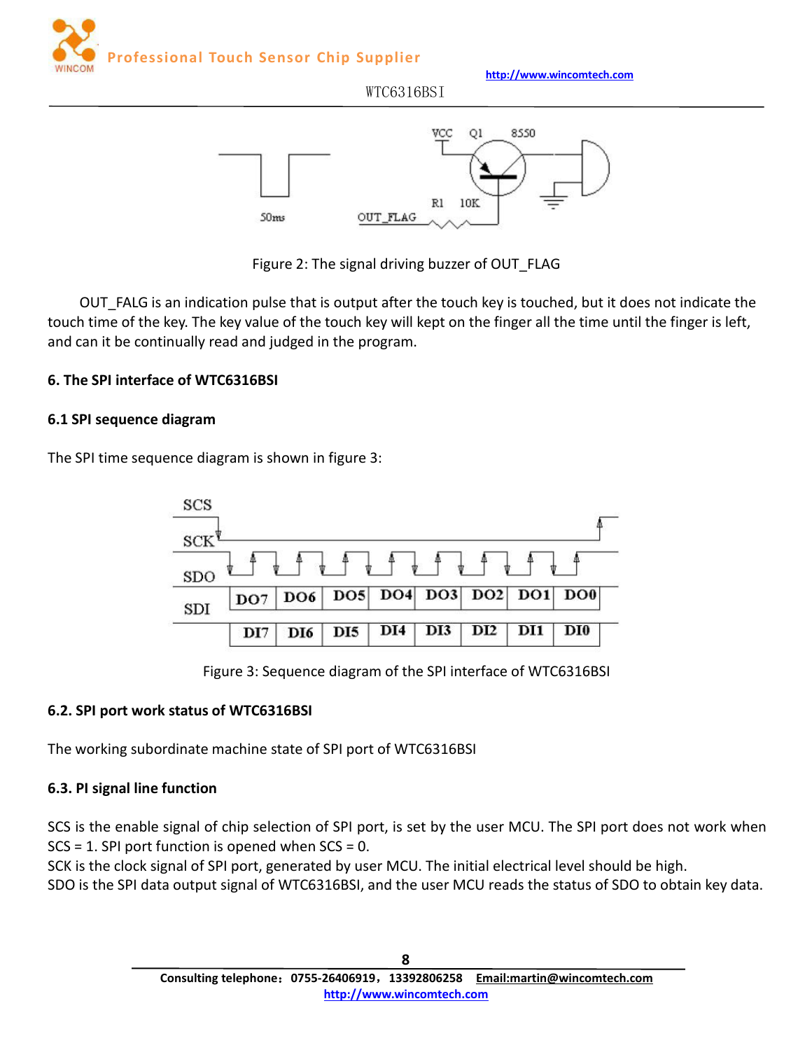Figure 2: The signal driving buzzer of OUT_FLAG

OUT_FALG is an indication pulse that is output after the touch key is touched, but it does not indicate the touch time of the key. The key value of the touch key will kept on the finger all the time until the finger is left, and can it be continually read and judged in the program.

### 6. The SPI interface of WTC6316BSI

#### 6.1 SPI sequence diagram

The SPI time sequence diagram is shown in figure 3:

Figure 3: Sequence diagram of the SPI interface of WTC6316BSI

#### 6.2. SPI port work status of WTC6316BSI

The working subordinate machine state of SPI port of WTC6316BSI

#### 6.3. PI signal line function

SCS is the enable signal of chip selection of SPI port, is set by the user MCU. The SPI port does not work when SCS = 1. SPI port function is opened when SCS = 0.
SCK is the clock signal of SPI port, generated by user MCU. The initial electrical level should be high.
SDO is the SPI data output signal of WTC6316BSI, and the user MCU reads the status of SDO to obtain key data.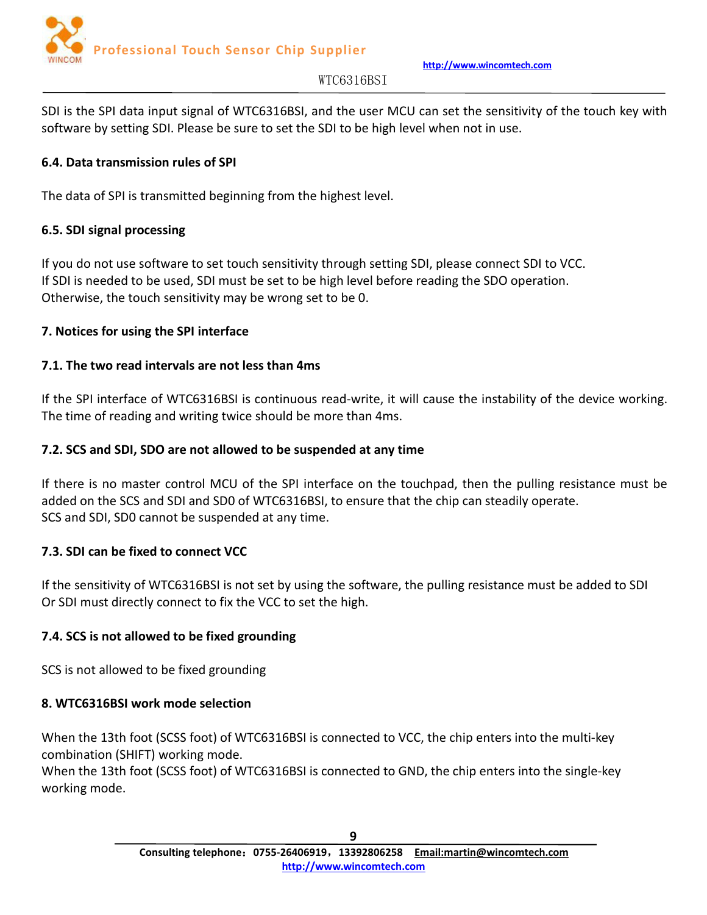SDI is the SPI data input signal of WTC6316BSI, and the user MCU can set the sensitivity of the touch key with software by setting SDI. Please be sure to set the SDI to be high level when not in use.

### 6.4. Data transmission rules of SPI

The data of SPI is transmitted beginning from the highest level.

### 6.5. SDI signal processing

If you do not use software to set touch sensitivity through setting SDI, please connect SDI to VCC.
If SDI is needed to be used, SDI must be set to be high level before reading the SDO operation.
Otherwise, the touch sensitivity may be wrong set to be 0.

## 7. Notices for using the SPI interface

### 7.1. The two read intervals are not less than 4ms

If the SPI interface of WTC6316BSI is continuous read-write, it will cause the instability of the device working. The time of reading and writing twice should be more than 4ms.

### 7.2. SCS and SDI, SDO are not allowed to be suspended at any time

If there is no master control MCU of the SPI interface on the touchpad, then the pulling resistance must be added on the SCS and SDI and SD0 of WTC6316BSI, to ensure that the chip can steadily operate.
SCS and SDI, SD0 cannot be suspended at any time.

### 7.3. SDI can be fixed to connect VCC

If the sensitivity of WTC6316BSI is not set by using the software, the pulling resistance must be added to SDI Or SDI must directly connect to fix the VCC to set the high.

### 7.4. SCS is not allowed to be fixed grounding

SCS is not allowed to be fixed grounding

## 8. WTC6316BSI work mode selection

When the 13th foot (SCSS foot) of WTC6316BSI is connected to VCC, the chip enters into the multi-key combination (SHIFT) working mode.
When the 13th foot (SCSS foot) of WTC6316BSI is connected to GND, the chip enters into the single-key working mode.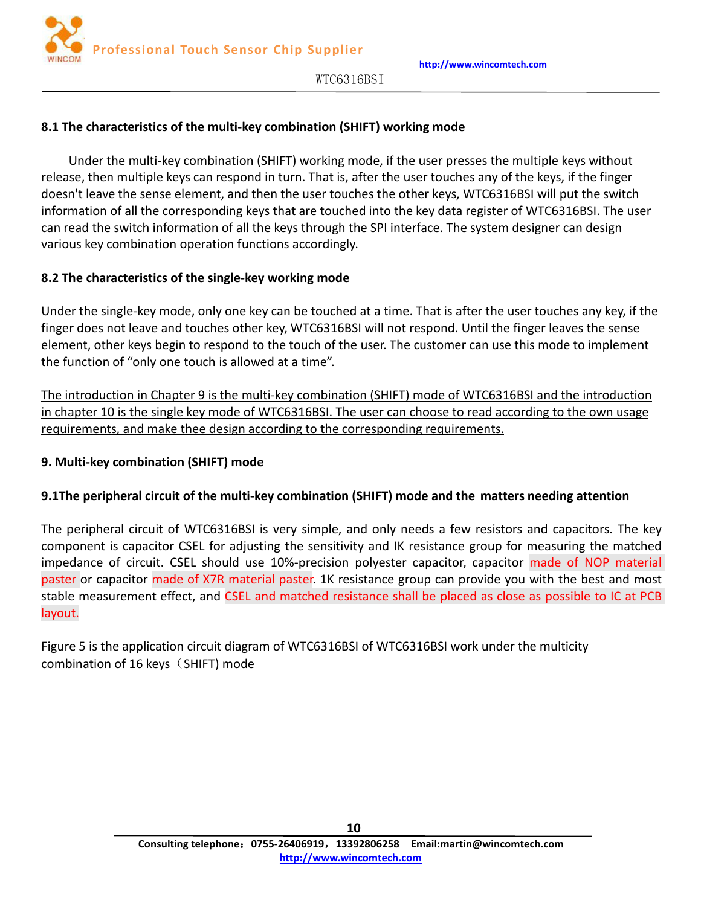### 8.1 The characteristics of the multi-key combination (SHIFT) working mode

Under the multi-key combination (SHIFT) working mode, if the user presses the multiple keys without release, then multiple keys can respond in turn. That is, after the user touches any of the keys, if the finger doesn't leave the sense element, and then the user touches the other keys, WTC6316BSI will put the switch information of all the corresponding keys that are touched into the key data register of WTC6316BSI. The user can read the switch information of all the keys through the SPI interface. The system designer can design various key combination operation functions accordingly.

### 8.2 The characteristics of the single-key working mode

Under the single-key mode, only one key can be touched at a time. That is after the user touches any key, if the finger does not leave and touches other key, WTC6316BSI will not respond. Until the finger leaves the sense element, other keys begin to respond to the touch of the user. The customer can use this mode to implement the function of "only one touch is allowed at a time".

The introduction in Chapter 9 is the multi-key combination (SHIFT) mode of WTC6316BSI and the introduction in chapter 10 is the single key mode of WTC6316BSI. The user can choose to read according to the own usage requirements, and make thee design according to the corresponding requirements.

## 9. Multi-key combination (SHIFT) mode

### 9.1The peripheral circuit of the multi-key combination (SHIFT) mode and the matters needing attention

The peripheral circuit of WTC6316BSI is very simple, and only needs a few resistors and capacitors. The key component is capacitor CSEL for adjusting the sensitivity and IK resistance group for measuring the matched impedance of circuit. CSEL should use 10%-precision polyester capacitor, capacitor made of NOP material paster or capacitor made of X7R material paster. 1K resistance group can provide you with the best and most stable measurement effect, and CSEL and matched resistance shall be placed as close as possible to IC at PCB layout.

Figure 5 is the application circuit diagram of WTC6316BSI of WTC6316BSI work under the multicity combination of 16 keys（SHIFT) mode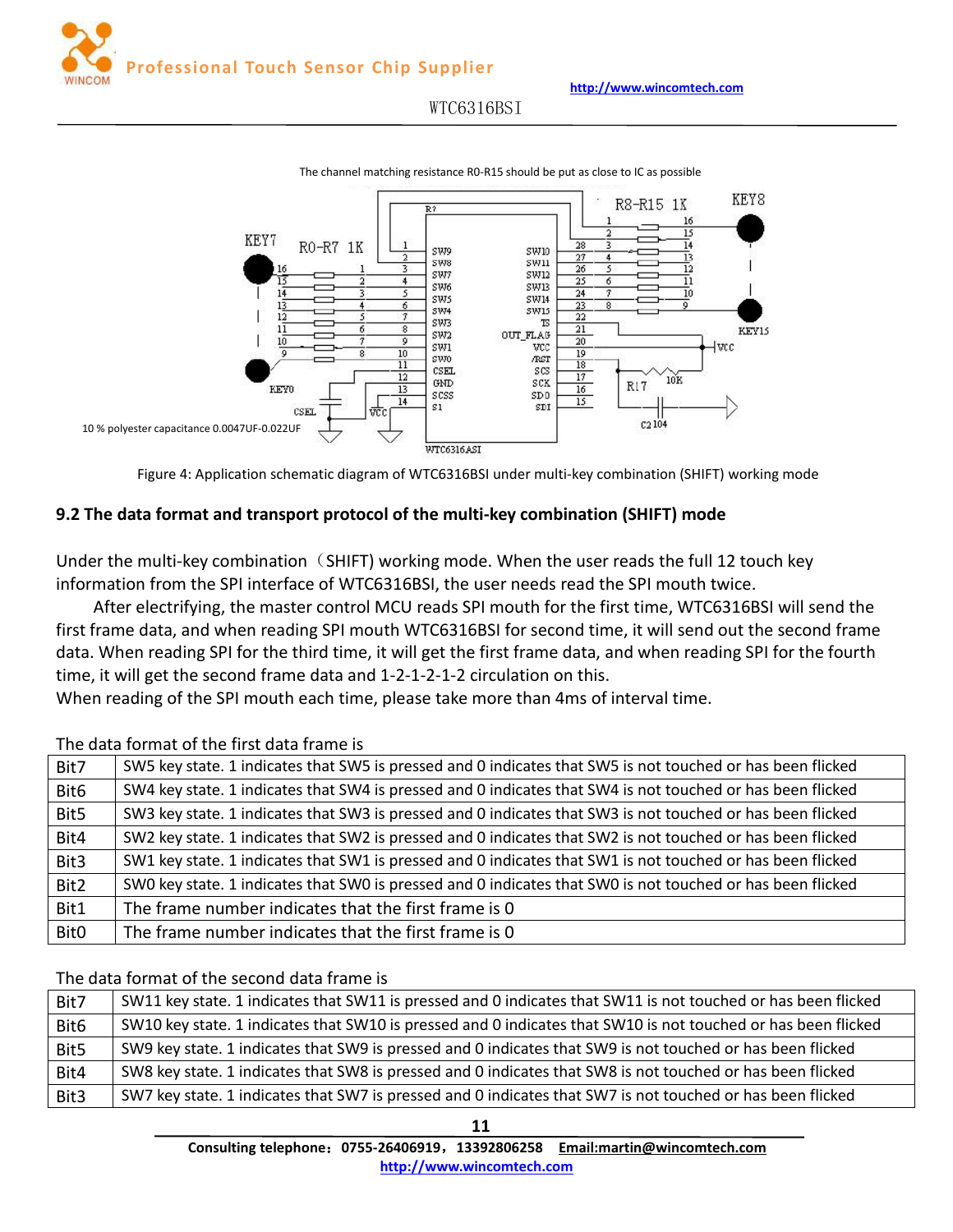The channel matching resistance R0-R15 should be put as close to IC as possible

10 % polyester capacitance 0.0047UF-0.022UF

Figure 4: Application schematic diagram of WTC6316BSI under multi-key combination (SHIFT) working mode

### 9.2 The data format and transport protocol of the multi-key combination (SHIFT) mode

Under the multi-key combination（SHIFT) working mode. When the user reads the full 12 touch key information from the SPI interface of WTC6316BSI, the user needs read the SPI mouth twice.

After electrifying, the master control MCU reads SPI mouth for the first time, WTC6316BSI will send the first frame data, and when reading SPI mouth WTC6316BSI for second time, it will send out the second frame data. When reading SPI for the third time, it will get the first frame data, and when reading SPI for the fourth time, it will get the second frame data and 1-2-1-2-1-2 circulation on this.

When reading of the SPI mouth each time, please take more than 4ms of interval time.

The data format of the first data frame is

| Bit7 | SW5 key state. 1 indicates that SW5 is pressed and 0 indicates that SW5 is not touched or has been flicked |
|---|---|
| Bit6 | SW4 key state. 1 indicates that SW4 is pressed and 0 indicates that SW4 is not touched or has been flicked |
| Bit5 | SW3 key state. 1 indicates that SW3 is pressed and 0 indicates that SW3 is not touched or has been flicked |
| Bit4 | SW2 key state. 1 indicates that SW2 is pressed and 0 indicates that SW2 is not touched or has been flicked |
| Bit3 | SW1 key state. 1 indicates that SW1 is pressed and 0 indicates that SW1 is not touched or has been flicked |
| Bit2 | SW0 key state. 1 indicates that SW0 is pressed and 0 indicates that SW0 is not touched or has been flicked |
| Bit1 | The frame number indicates that the first frame is 0 |
| Bit0 | The frame number indicates that the first frame is 0 |

The data format of the second data frame is

| Bit7 | SW11 key state. 1 indicates that SW11 is pressed and 0 indicates that SW11 is not touched or has been flicked |
|---|---|
| Bit6 | SW10 key state. 1 indicates that SW10 is pressed and 0 indicates that SW10 is not touched or has been flicked |
| Bit5 | SW9 key state. 1 indicates that SW9 is pressed and 0 indicates that SW9 is not touched or has been flicked |
| Bit4 | SW8 key state. 1 indicates that SW8 is pressed and 0 indicates that SW8 is not touched or has been flicked |
| Bit3 | SW7 key state. 1 indicates that SW7 is pressed and 0 indicates that SW7 is not touched or has been flicked |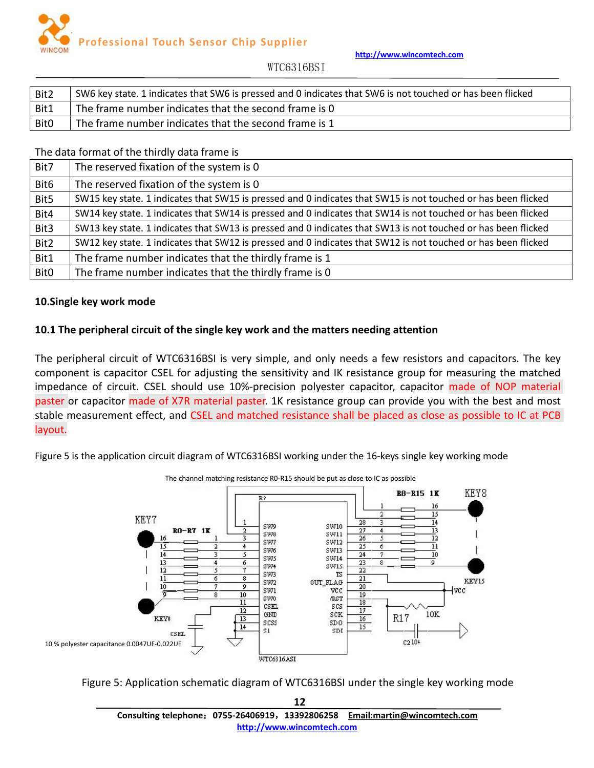| Bit2 | SW6 key state. 1 indicates that SW6 is pressed and 0 indicates that SW6 is not touched or has been flicked |
|---|---|
| Bit1 | The frame number indicates that the second frame is 0 |
| Bit0 | The frame number indicates that the second frame is 1 |

The data format of the thirdly data frame is

| Bit7 | The reserved fixation of the system is 0 |
|---|---|
| Bit6 | The reserved fixation of the system is 0 |
| Bit5 | SW15 key state. 1 indicates that SW15 is pressed and 0 indicates that SW15 is not touched or has been flicked |
| Bit4 | SW14 key state. 1 indicates that SW14 is pressed and 0 indicates that SW14 is not touched or has been flicked |
| Bit3 | SW13 key state. 1 indicates that SW13 is pressed and 0 indicates that SW13 is not touched or has been flicked |
| Bit2 | SW12 key state. 1 indicates that SW12 is pressed and 0 indicates that SW12 is not touched or has been flicked |
| Bit1 | The frame number indicates that the thirdly frame is 1 |
| Bit0 | The frame number indicates that the thirdly frame is 0 |

## 10.Single key work mode

### 10.1 The peripheral circuit of the single key work and the matters needing attention

The peripheral circuit of WTC6316BSI is very simple, and only needs a few resistors and capacitors. The key component is capacitor CSEL for adjusting the sensitivity and IK resistance group for measuring the matched impedance of circuit. CSEL should use 10%-precision polyester capacitor, capacitor made of NOP material paster or capacitor made of X7R material paster. 1K resistance group can provide you with the best and most stable measurement effect, and CSEL and matched resistance shall be placed as close as possible to IC at PCB layout.

Figure 5 is the application circuit diagram of WTC6316BSI working under the 16-keys single key working mode

The channel matching resistance R0-R15 should be put as close to IC as possible

10 % polyester capacitance 0.0047UF-0.022UF

Figure 5: Application schematic diagram of WTC6316BSI under the single key working mode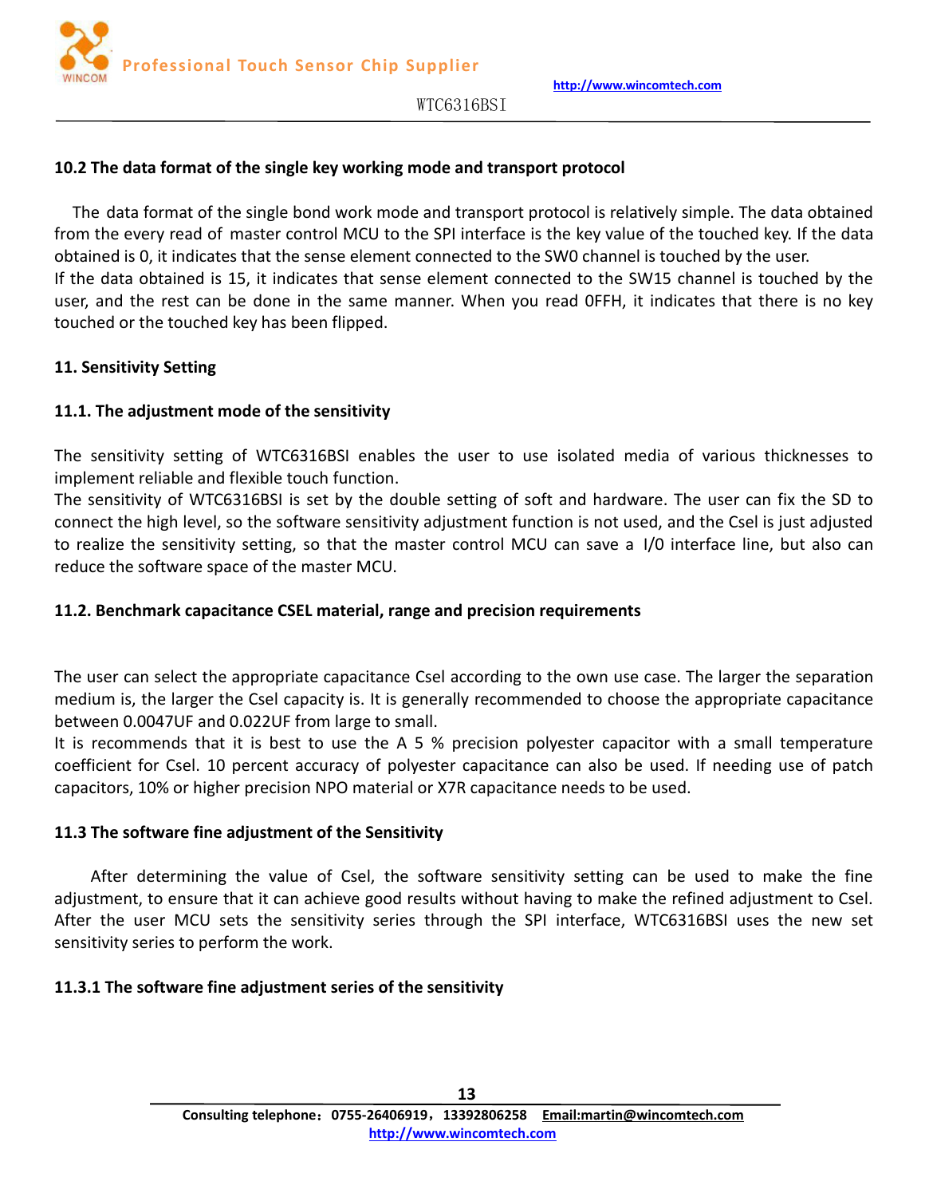### 10.2 The data format of the single key working mode and transport protocol

The data format of the single bond work mode and transport protocol is relatively simple. The data obtained from the every read of master control MCU to the SPI interface is the key value of the touched key. If the data obtained is 0, it indicates that the sense element connected to the SW0 channel is touched by the user.
If the data obtained is 15, it indicates that sense element connected to the SW15 channel is touched by the user, and the rest can be done in the same manner. When you read 0FFH, it indicates that there is no key touched or the touched key has been flipped.

## 11. Sensitivity Setting

### 11.1. The adjustment mode of the sensitivity

The sensitivity setting of WTC6316BSI enables the user to use isolated media of various thicknesses to implement reliable and flexible touch function.
The sensitivity of WTC6316BSI is set by the double setting of soft and hardware. The user can fix the SD to connect the high level, so the software sensitivity adjustment function is not used, and the Csel is just adjusted to realize the sensitivity setting, so that the master control MCU can save a I/0 interface line, but also can reduce the software space of the master MCU.

### 11.2. Benchmark capacitance CSEL material, range and precision requirements

The user can select the appropriate capacitance Csel according to the own use case. The larger the separation medium is, the larger the Csel capacity is. It is generally recommended to choose the appropriate capacitance between 0.0047UF and 0.022UF from large to small.
It is recommends that it is best to use the A 5 % precision polyester capacitor with a small temperature coefficient for Csel. 10 percent accuracy of polyester capacitance can also be used. If needing use of patch capacitors, 10% or higher precision NPO material or X7R capacitance needs to be used.

### 11.3 The software fine adjustment of the Sensitivity

After determining the value of Csel, the software sensitivity setting can be used to make the fine adjustment, to ensure that it can achieve good results without having to make the refined adjustment to Csel. After the user MCU sets the sensitivity series through the SPI interface, WTC6316BSI uses the new set sensitivity series to perform the work.

#### 11.3.1 The software fine adjustment series of the sensitivity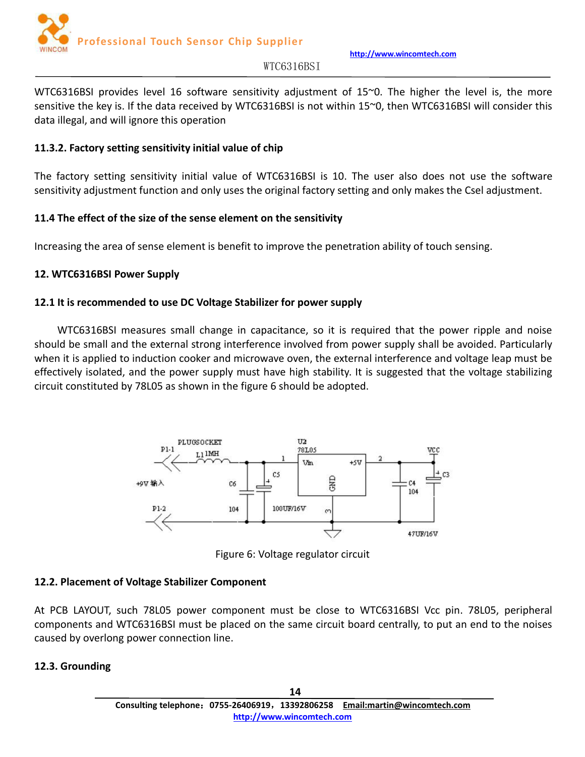WTC6316BSI provides level 16 software sensitivity adjustment of 15~0. The higher the level is, the more sensitive the key is. If the data received by WTC6316BSI is not within 15~0, then WTC6316BSI will consider this data illegal, and will ignore this operation

### 11.3.2. Factory setting sensitivity initial value of chip

The factory setting sensitivity initial value of WTC6316BSI is 10. The user also does not use the software sensitivity adjustment function and only uses the original factory setting and only makes the Csel adjustment.

### 11.4 The effect of the size of the sense element on the sensitivity

Increasing the area of sense element is benefit to improve the penetration ability of touch sensing.

## 12. WTC6316BSI Power Supply

### 12.1 It is recommended to use DC Voltage Stabilizer for power supply

WTC6316BSI measures small change in capacitance, so it is required that the power ripple and noise should be small and the external strong interference involved from power supply shall be avoided. Particularly when it is applied to induction cooker and microwave oven, the external interference and voltage leap must be effectively isolated, and the power supply must have high stability. It is suggested that the voltage stabilizing circuit constituted by 78L05 as shown in the figure 6 should be adopted.

Figure 6: Voltage regulator circuit

### 12.2. Placement of Voltage Stabilizer Component

At PCB LAYOUT, such 78L05 power component must be close to WTC6316BSI Vcc pin. 78L05, peripheral components and WTC6316BSI must be placed on the same circuit board centrally, to put an end to the noises caused by overlong power connection line.

### 12.3. Grounding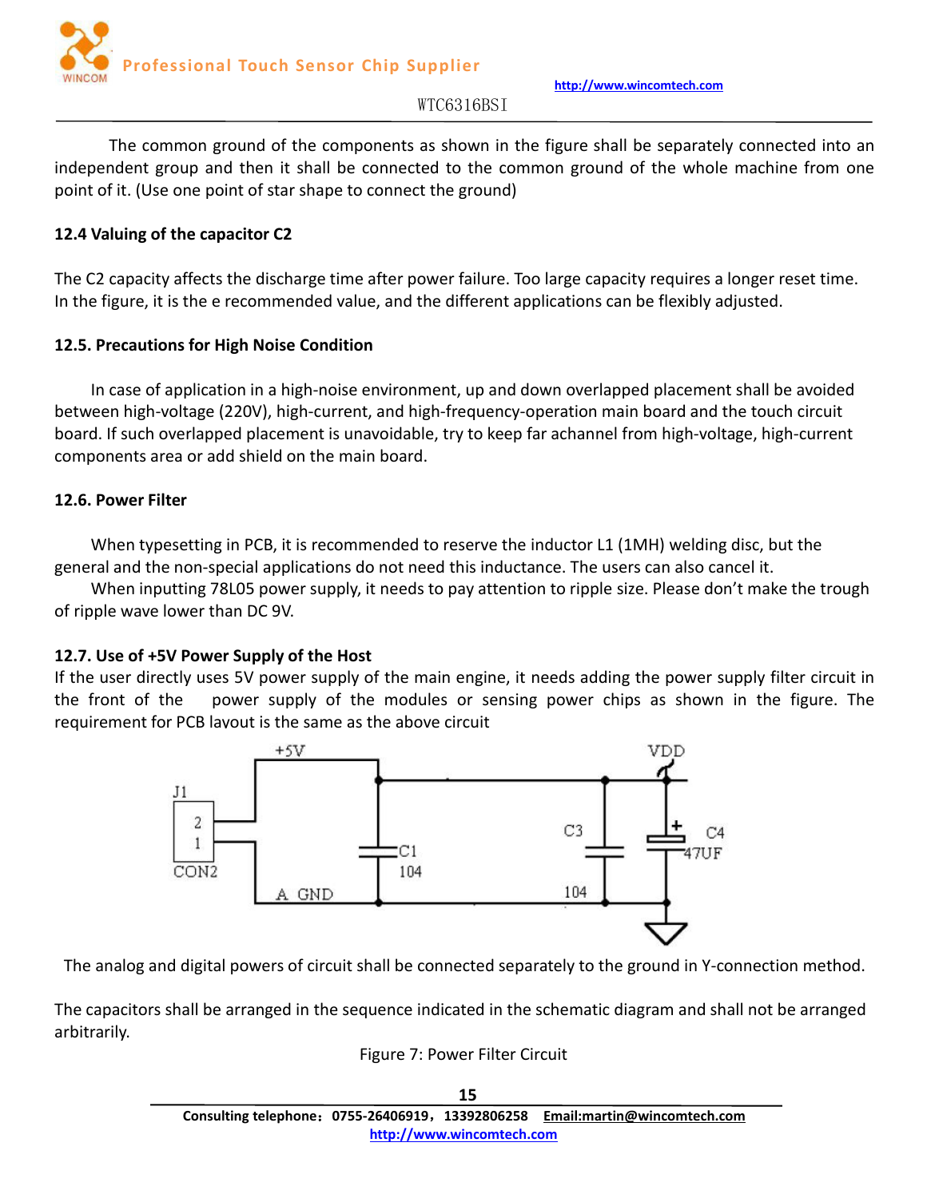The common ground of the components as shown in the figure shall be separately connected into an independent group and then it shall be connected to the common ground of the whole machine from one point of it. (Use one point of star shape to connect the ground)

**12.4 Valuing of the capacitor C2**

The C2 capacity affects the discharge time after power failure. Too large capacity requires a longer reset time. In the figure, it is the e recommended value, and the different applications can be flexibly adjusted.

**12.5. Precautions for High Noise Condition**

In case of application in a high-noise environment, up and down overlapped placement shall be avoided between high-voltage (220V), high-current, and high-frequency-operation main board and the touch circuit board. If such overlapped placement is unavoidable, try to keep far achannel from high-voltage, high-current components area or add shield on the main board.

**12.6. Power Filter**

When typesetting in PCB, it is recommended to reserve the inductor L1 (1MH) welding disc, but the general and the non-special applications do not need this inductance. The users can also cancel it.

When inputting 78L05 power supply, it needs to pay attention to ripple size. Please don't make the trough of ripple wave lower than DC 9V.

**12.7. Use of +5V Power Supply of the Host**

If the user directly uses 5V power supply of the main engine, it needs adding the power supply filter circuit in the front of the power supply of the modules or sensing power chips as shown in the figure. The requirement for PCB layout is the same as the above circuit

The analog and digital powers of circuit shall be connected separately to the ground in Y-connection method.

The capacitors shall be arranged in the sequence indicated in the schematic diagram and shall not be arranged arbitrarily.

Figure 7: Power Filter Circuit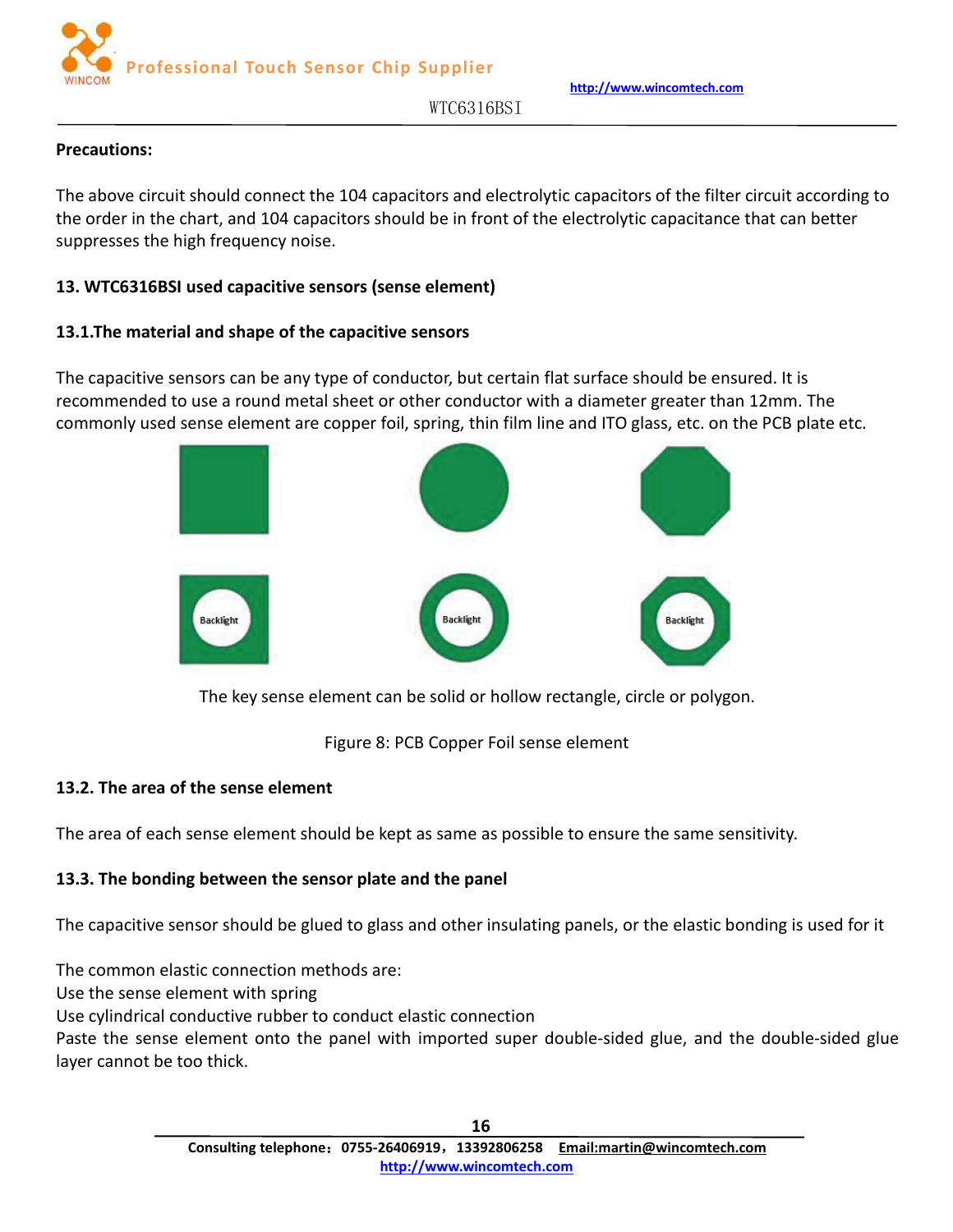**Precautions:**

The above circuit should connect the 104 capacitors and electrolytic capacitors of the filter circuit according to the order in the chart, and 104 capacitors should be in front of the electrolytic capacitance that can better suppresses the high frequency noise.

## 13. WTC6316BSI used capacitive sensors (sense element)

### 13.1.The material and shape of the capacitive sensors

The capacitive sensors can be any type of conductor, but certain flat surface should be ensured. It is recommended to use a round metal sheet or other conductor with a diameter greater than 12mm. The commonly used sense element are copper foil, spring, thin film line and ITO glass, etc. on the PCB plate etc.

Backlight Backlight Backlight

The key sense element can be solid or hollow rectangle, circle or polygon.

Figure 8: PCB Copper Foil sense element

### 13.2. The area of the sense element

The area of each sense element should be kept as same as possible to ensure the same sensitivity.

### 13.3. The bonding between the sensor plate and the panel

The capacitive sensor should be glued to glass and other insulating panels, or the elastic bonding is used for it

The common elastic connection methods are:
Use the sense element with spring
Use cylindrical conductive rubber to conduct elastic connection
Paste the sense element onto the panel with imported super double-sided glue, and the double-sided glue layer cannot be too thick.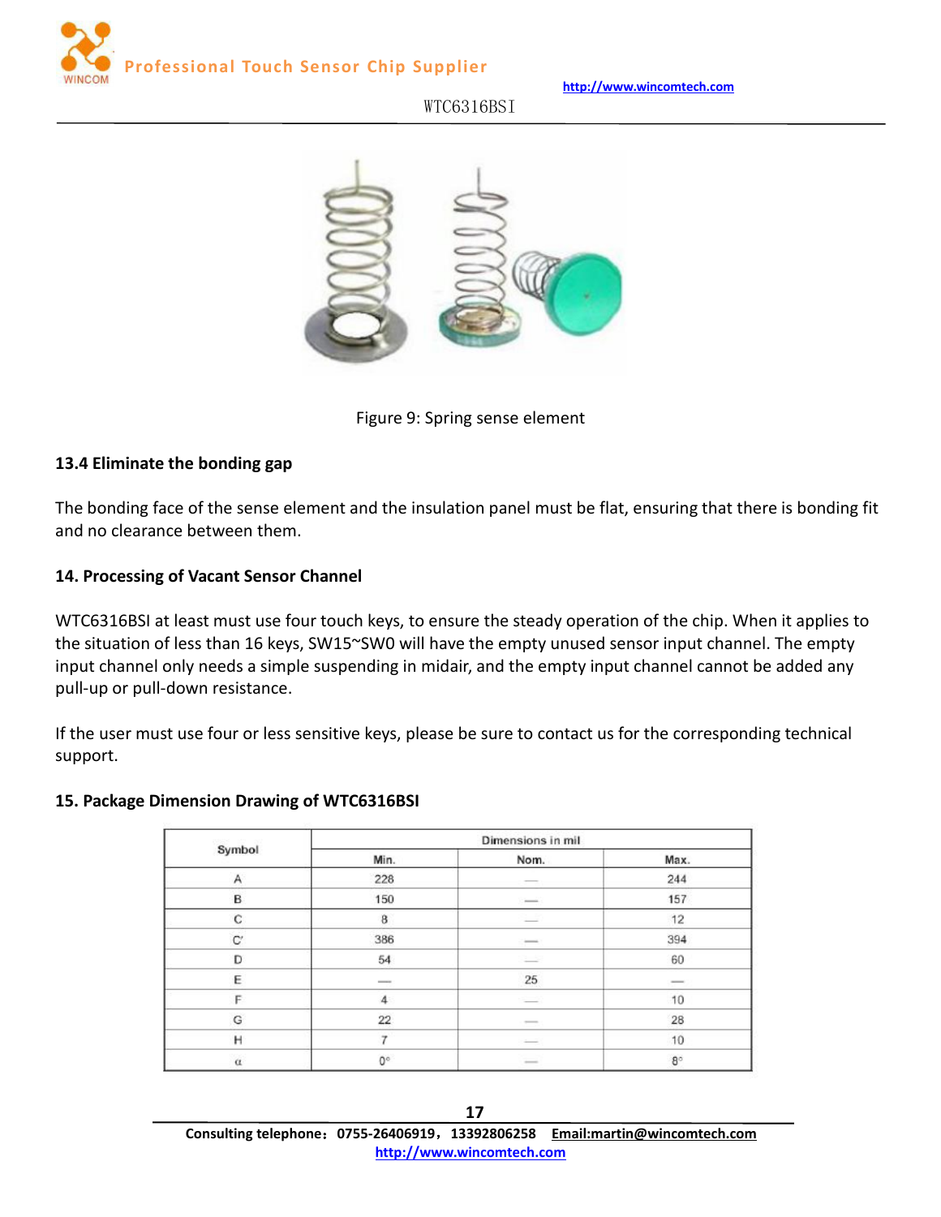Figure 9: Spring sense element

### 13.4 Eliminate the bonding gap

The bonding face of the sense element and the insulation panel must be flat, ensuring that there is bonding fit and no clearance between them.

## 14. Processing of Vacant Sensor Channel

WTC6316BSI at least must use four touch keys, to ensure the steady operation of the chip. When it applies to the situation of less than 16 keys, SW15~SW0 will have the empty unused sensor input channel. The empty input channel only needs a simple suspending in midair, and the empty input channel cannot be added any pull-up or pull-down resistance.

If the user must use four or less sensitive keys, please be sure to contact us for the corresponding technical support.

## 15. Package Dimension Drawing of WTC6316BSI

| Symbol | Dimensions in mil | | |
|---|---|---|---|
| | Min. | Nom. | Max. |
| A | 228 | — | 244 |
| B | 150 | — | 157 |
| C | 8 | — | 12 |
| C' | 386 | — | 394 |
| D | 54 | — | 60 |
| E | — | 25 | — |
| F | 4 | — | 10 |
| G | 22 | — | 28 |
| H | 7 | — | 10 |
| α | 0° | — | 8° |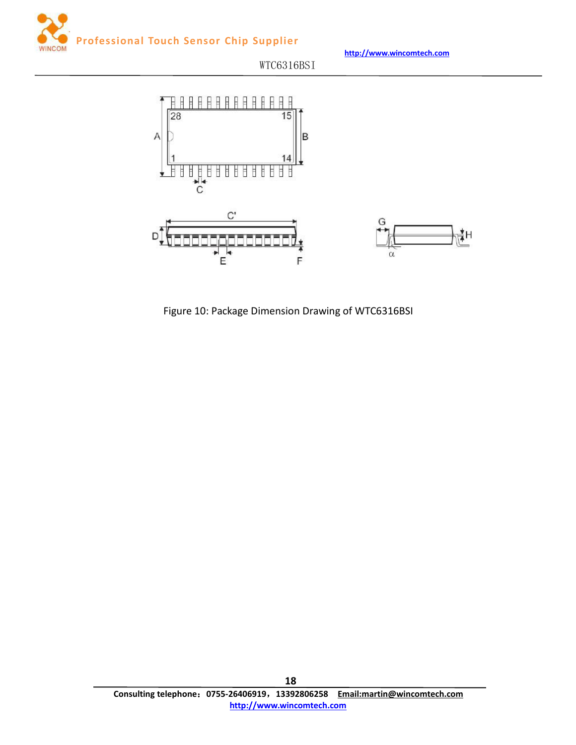28
15
A
B
1
14
C
C'
D
E
F
G
H
α

Figure 10: Package Dimension Drawing of WTC6316BSI